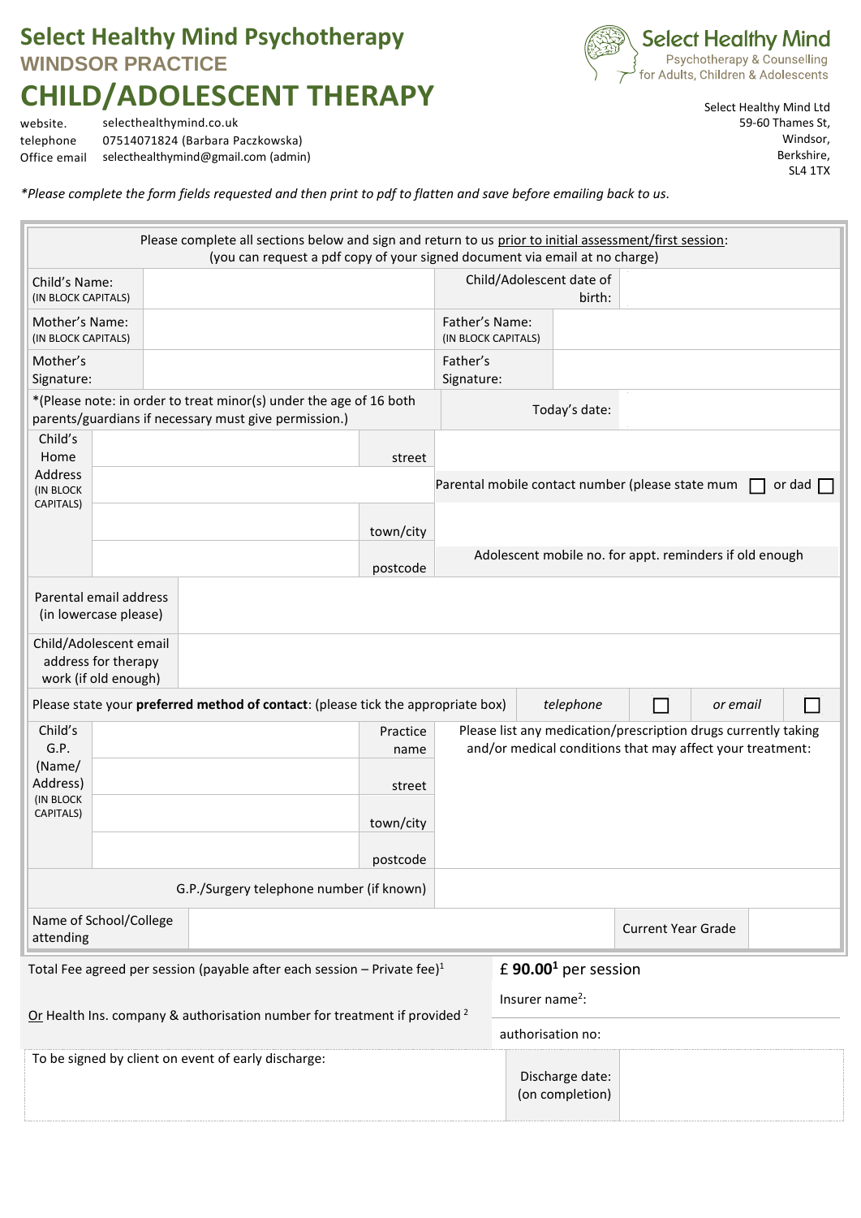# Select Healthy Mind Psychotherapy

## WINDSOR PRACTICE

# CHILD/ADOLESCENT THERAPY

website. selecthealthymind.co.uk
telephone 07514071824 (Barbara Paczkowska)
Office email selecthealthymind@gmail.com (admin)

Select Healthy Mind
Psychotherapy & Counselling
for Adults, Children & Adolescents

Select Healthy Mind Ltd
59-60 Thames St,
Windsor,
Berkshire,
SL4 1TX

*Please complete the form fields requested and then print to pdf to flatten and save before emailing back to us.*

Please complete all sections below and sign and return to us prior to initial assessment/first session:
(you can request a pdf copy of your signed document via email at no charge)

| | | | |
|---|---|---|---|
| Child's Name: (IN BLOCK CAPITALS) | | Child/Adolescent date of birth: | |
| Mother's Name: (IN BLOCK CAPITALS) | | Father's Name: (IN BLOCK CAPITALS) | |
| Mother's Signature: | | Father's Signature: | |
| *(Please note: in order to treat minor(s) under the age of 16 both parents/guardians if necessary must give permission.) | | Today's date: | |

| | | | |
|---|---|---|---|
| Child's Home Address (IN BLOCK CAPITALS) | | street | |
| | | | Parental mobile contact number (please state mum ☐ or dad ☐ |
| | | town/city | |
| | | postcode | Adolescent mobile no. for appt. reminders if old enough |

| | |
|---|---|
| Parental email address (in lowercase please) | |
| Child/Adolescent email address for therapy work (if old enough) | |

| | | | | |
|---|---|---|---|---|
| Please state your **preferred method of contact**: (please tick the appropriate box) | *telephone* | ☐ | *or email* | ☐ |

| | | | |
|---|---|---|---|
| Child's G.P. (Name/ Address) (IN BLOCK CAPITALS) | | Practice name | Please list any medication/prescription drugs currently taking and/or medical conditions that may affect your treatment: |
| | | street | |
| | | town/city | |
| | | postcode | |
| G.P./Surgery telephone number (if known) | | | |

| | | | |
|---|---|---|---|
| Name of School/College attending | | Current Year Grade | |

| | |
|---|---|
| Total Fee agreed per session (payable after each session – Private fee)[1] | £ **90.00[1]** per session |
| Or Health Ins. company & authorisation number for treatment if provided [2] | Insurer name[2]: |
| | authorisation no: |

| | | |
|---|---|---|
| To be signed by client on event of early discharge: | Discharge date: (on completion) | |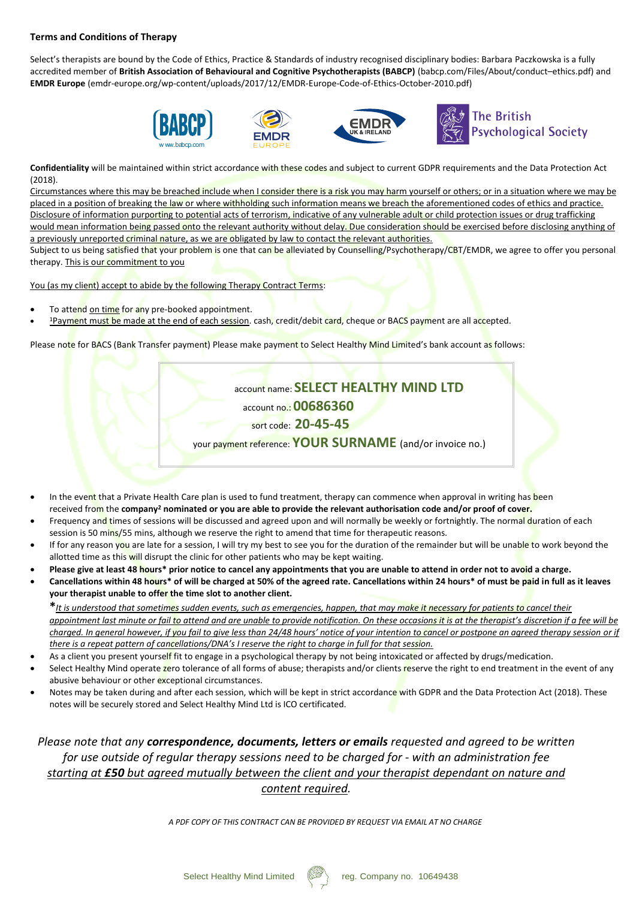**Terms and Conditions of Therapy**

Select's therapists are bound by the Code of Ethics, Practice & Standards of industry recognised disciplinary bodies: Barbara Paczkowska is a fully accredited member of **British Association of Behavioural and Cognitive Psychotherapists (BABCP)** (babcp.com/Files/About/conduct–ethics.pdf) and **EMDR Europe** (emdr-europe.org/wp-content/uploads/2017/12/EMDR-Europe-Code-of-Ethics-October-2010.pdf)

**Confidentiality** will be maintained within strict accordance with these codes and subject to current GDPR requirements and the Data Protection Act (2018).

Circumstances where this may be breached include when I consider there is a risk you may harm yourself or others; or in a situation where we may be placed in a position of breaking the law or where withholding such information means we breach the aforementioned codes of ethics and practice. Disclosure of information purporting to potential acts of terrorism, indicative of any vulnerable adult or child protection issues or drug trafficking would mean information being passed onto the relevant authority without delay. Due consideration should be exercised before disclosing anything of a previously unreported criminal nature, as we are obligated by law to contact the relevant authorities.

Subject to us being satisfied that your problem is one that can be alleviated by Counselling/Psychotherapy/CBT/EMDR, we agree to offer you personal therapy. This is our commitment to you

You (as my client) accept to abide by the following Therapy Contract Terms:

- To attend on time for any pre-booked appointment.
- [1]Payment must be made at the end of each session. cash, credit/debit card, cheque or BACS payment are all accepted.

Please note for BACS (Bank Transfer payment) Please make payment to Select Healthy Mind Limited's bank account as follows:

account name: **SELECT HEALTHY MIND LTD**
account no.: **00686360**
sort code: **20-45-45**
your payment reference: **YOUR SURNAME** (and/or invoice no.)

- In the event that a Private Health Care plan is used to fund treatment, therapy can commence when approval in writing has been received from the **company[2] nominated or you are able to provide the relevant authorisation code and/or proof of cover.**
- Frequency and times of sessions will be discussed and agreed upon and will normally be weekly or fortnightly. The normal duration of each session is 50 mins/55 mins, although we reserve the right to amend that time for therapeutic reasons.
- If for any reason you are late for a session, I will try my best to see you for the duration of the remainder but will be unable to work beyond the allotted time as this will disrupt the clinic for other patients who may be kept waiting.
- **Please give at least 48 hours* prior notice to cancel any appointments that you are unable to attend in order not to avoid a charge.**
- **Cancellations within 48 hours* of will be charged at 50% of the agreed rate. Cancellations within 24 hours* of must be paid in full as it leaves your therapist unable to offer the time slot to another client.**

  ***** *It is understood that sometimes sudden events, such as emergencies, happen, that may make it necessary for patients to cancel their appointment last minute or fail to attend and are unable to provide notification. On these occasions it is at the therapist's discretion if a fee will be charged. In general however, if you fail to give less than 24/48 hours' notice of your intention to cancel or postpone an agreed therapy session or if there is a repeat pattern of cancellations/DNA's I reserve the right to charge in full for that session.*
- As a client you present yourself fit to engage in a psychological therapy by not being intoxicated or affected by drugs/medication.
- Select Healthy Mind operate zero tolerance of all forms of abuse; therapists and/or clients reserve the right to end treatment in the event of any abusive behaviour or other exceptional circumstances.
- Notes may be taken during and after each session, which will be kept in strict accordance with GDPR and the Data Protection Act (2018). These notes will be securely stored and Select Healthy Mind Ltd is ICO certificated.

*Please note that any **correspondence, documents, letters or emails** requested and agreed to be written for use outside of regular therapy sessions need to be charged for - with an administration fee starting at **£50** but agreed mutually between the client and your therapist dependant on nature and content required.*

*A PDF COPY OF THIS CONTRACT CAN BE PROVIDED BY REQUEST VIA EMAIL AT NO CHARGE*

Select Healthy Mind Limited reg. Company no. 10649438